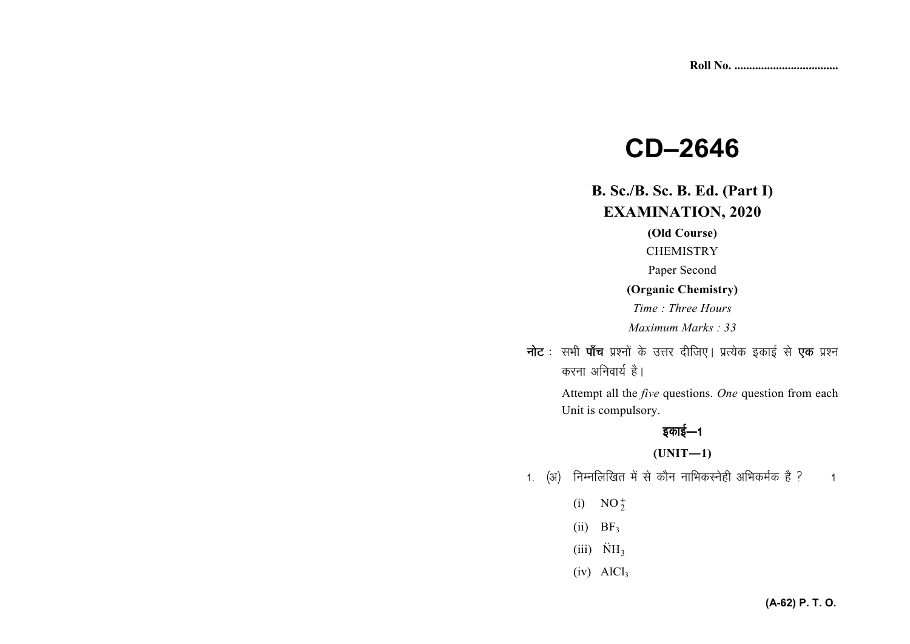Roll No. ..................................

# CD–2646

## B. Sc./B. Sc. B. Ed. (Part I) EXAMINATION, 2020

**(Old Course)**

CHEMISTRY

Paper Second

**(Organic Chemistry)**

*Time : Three Hours*

*Maximum Marks : 33*

**नोट :** सभी **पाँच** प्रश्नों के उत्तर दीजिए। प्रत्येक इकाई से **एक** प्रश्न करना अनिवार्य है।

Attempt all the *five* questions. *One* question from each Unit is compulsory.

### इकाई—1

### (UNIT—1)

1. (अ) निम्नलिखित में से कौन नाभिकस्नेही अभिकर्मक है ? 1

   (i) $NO_2^+$

   (ii) $BF_3$

   (iii) $\ddot{N}H_3$

   (iv) $AlCl_3$

(A-62) P. T. O.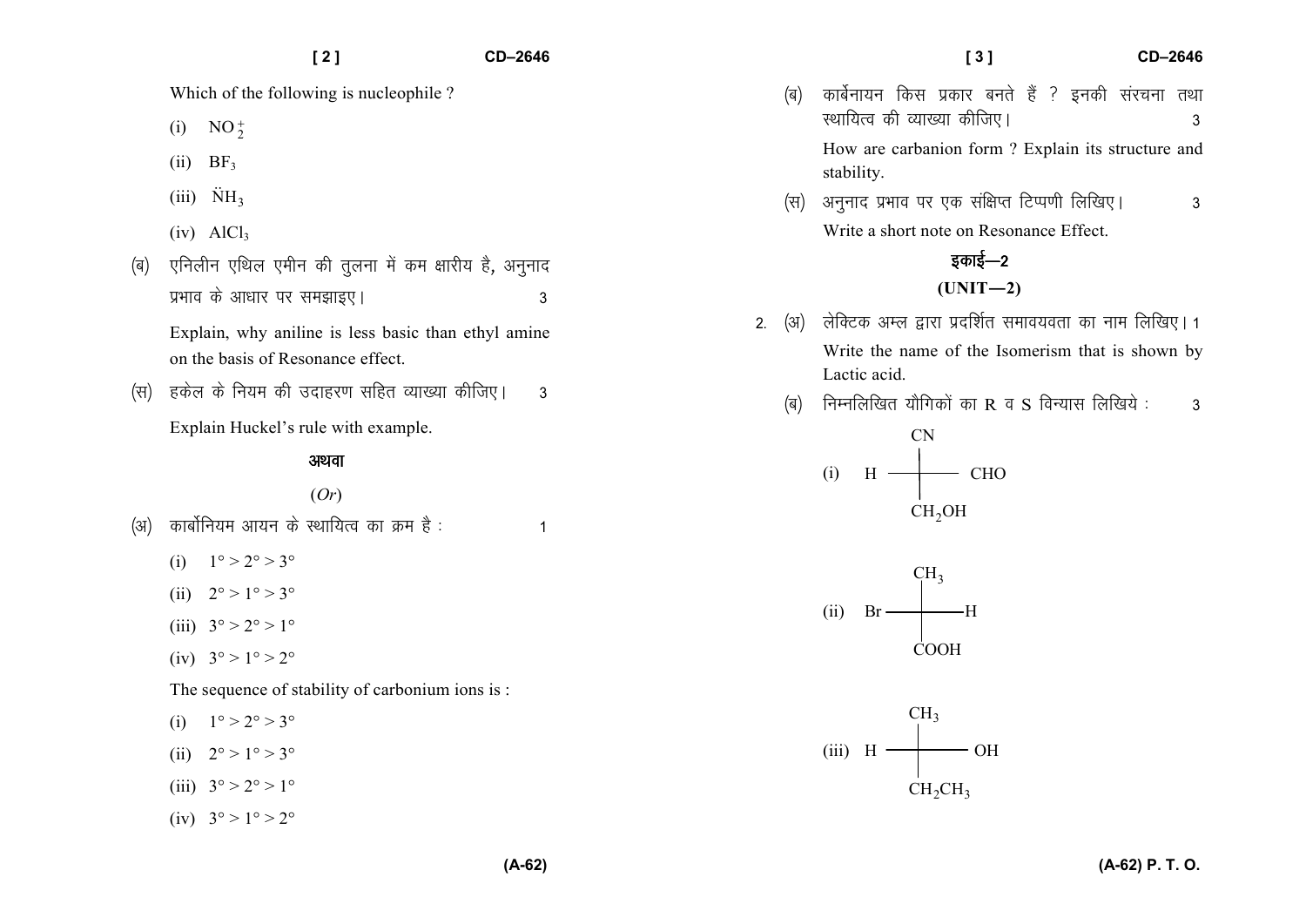Which of the following is nucleophile ?

(i) $NO_2^+$

(ii) $BF_3$

(iii) $\ddot{N}H_3$

(iv) $AlCl_3$

(ब) एनिलीन एथिल एमीन की तुलना में कम क्षारीय है, अनुनाद प्रभाव के आधार पर समझाइए। 3

Explain, why aniline is less basic than ethyl amine on the basis of Resonance effect.

(स) हकेल के नियम की उदाहरण सहित व्याख्या कीजिए। 3

Explain Huckel's rule with example.

अथवा

(*Or*)

(अ) कार्बोनियम आयन के स्थायित्व का क्रम है : 1

(i) $1° > 2° > 3°$

(ii) $2° > 1° > 3°$

(iii) $3° > 2° > 1°$

(iv) $3° > 1° > 2°$

The sequence of stability of carbonium ions is :

(i) $1° > 2° > 3°$

(ii) $2° > 1° > 3°$

(iii) $3° > 2° > 1°$

(iv) $3° > 1° > 2°$

(ब) कार्बेनायन किस प्रकार बनते हैं ? इनकी संरचना तथा स्थायित्व की व्याख्या कीजिए। 3

How are carbanion form ? Explain its structure and stability.

(स) अनुनाद प्रभाव पर एक संक्षिप्त टिप्पणी लिखिए। 3

Write a short note on Resonance Effect.

## इकाई—2

## (UNIT—2)

2. (अ) लेक्टिक अम्ल द्वारा प्रदर्शित समावयवता का नाम लिखिए। 1

Write the name of the Isomerism that is shown by Lactic acid.

(ब) निम्नलिखित यौगिकों का R व S विन्यास लिखिये : 3

(i) Fischer projection: top $CN$, left $H$, right $CHO$, bottom $CH_2OH$

(ii) Fischer projection: top $CH_3$, left $Br$, right $H$, bottom $COOH$

(iii) Fischer projection: top $CH_3$, left $H$, right $OH$, bottom $CH_2CH_3$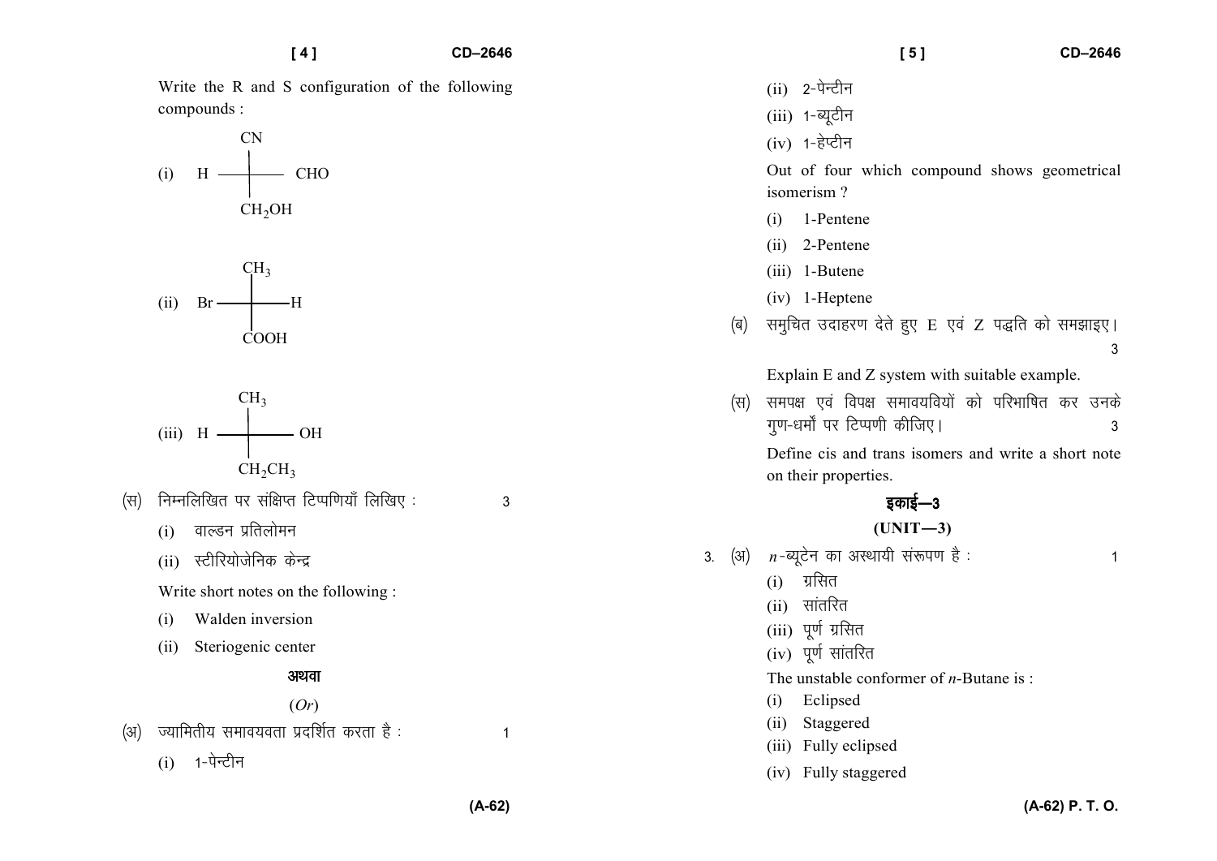Write the R and S configuration of the following compounds :

(i)
```
        CN
        |
  H ----+---- CHO
        |
      CH2OH
```
(i) Fischer projection: top $CN$, left $H$, right $CHO$, bottom $CH_2OH$

(ii) Fischer projection: top $CH_3$, left $Br$, right $H$, bottom $COOH$

(iii) Fischer projection: top $CH_3$, left $H$, right $OH$, bottom $CH_2CH_3$

(स) निम्नलिखित पर संक्षिप्त टिप्पणियाँ लिखिए : 3

(i) वाल्डन प्रतिलोमन

(ii) स्टीरियोजेनिक केन्द्र

Write short notes on the following :

(i) Walden inversion

(ii) Steriogenic center

**अथवा**

(*Or*)

(अ) ज्यामितीय समावयवता प्रदर्शित करता है : 1

(i) 1-पेन्टीन

(ii) 2-पेन्टीन

(iii) 1-ब्यूटीन

(iv) 1-हेप्टीन

Out of four which compound shows geometrical isomerism ?

(i) 1-Pentene

(ii) 2-Pentene

(iii) 1-Butene

(iv) 1-Heptene

(ब) समुचित उदाहरण देते हुए E एवं Z पद्धति को समझाइए। 3

Explain E and Z system with suitable example.

(स) समपक्ष एवं विपक्ष समावयवियों को परिभाषित कर उनके गुण-धर्मों पर टिप्पणी कीजिए। 3

Define cis and trans isomers and write a short note on their properties.

## इकाई—3

## (UNIT—3)

3. (अ) *n*-ब्यूटेन का अस्थायी संरूपण है : 1

(i) ग्रसित

(ii) सांतरित

(iii) पूर्ण ग्रसित

(iv) पूर्ण सांतरित

The unstable conformer of *n*-Butane is :

(i) Eclipsed

(ii) Staggered

(iii) Fully eclipsed

(iv) Fully staggered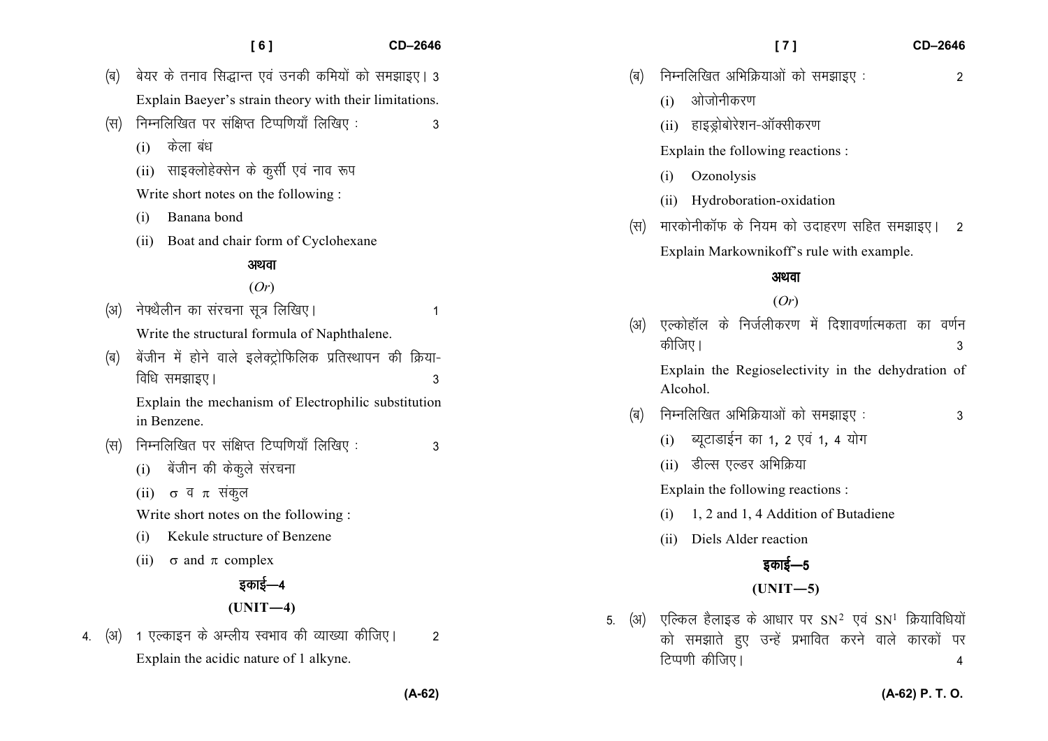(ब) बेयर के तनाव सिद्धान्त एवं उनकी कमियों को समझाइए। 3

Explain Baeyer's strain theory with their limitations.

(स) निम्नलिखित पर संक्षिप्त टिप्पणियाँ लिखिए : 3

(i) केला बंध

(ii) साइक्लोहेक्सेन के कुर्सी एवं नाव रूप

Write short notes on the following :

(i) Banana bond

(ii) Boat and chair form of Cyclohexane

**अथवा**

(*Or*)

(अ) नेफ्थैलीन का संरचना सूत्र लिखिए। 1

Write the structural formula of Naphthalene.

(ब) बेंजीन में होने वाले इलेक्ट्रोफिलिक प्रतिस्थापन की क्रिया-विधि समझाइए। 3

Explain the mechanism of Electrophilic substitution in Benzene.

(स) निम्नलिखित पर संक्षिप्त टिप्पणियाँ लिखिए : 3

(i) बेंजीन की केकुले संरचना

(ii) $\sigma$ व $\pi$ संकुल

Write short notes on the following :

(i) Kekule structure of Benzene

(ii) $\sigma$ and $\pi$ complex

## इकाई—4

## (UNIT—4)

4. (अ) 1 एल्काइन के अम्लीय स्वभाव की व्याख्या कीजिए। 2

Explain the acidic nature of 1 alkyne.

(ब) निम्नलिखित अभिक्रियाओं को समझाइए : 2

(i) ओजोनीकरण

(ii) हाइड्रोबोरेशन-ऑक्सीकरण

Explain the following reactions :

(i) Ozonolysis

(ii) Hydroboration-oxidation

(स) मारकोनीकॉफ के नियम को उदाहरण सहित समझाइए। 2

Explain Markownikoff's rule with example.

**अथवा**

(*Or*)

(अ) एल्कोहॉल के निर्जलीकरण में दिशावर्णात्मकता का वर्णन कीजिए। 3

Explain the Regioselectivity in the dehydration of Alcohol.

(ब) निम्नलिखित अभिक्रियाओं को समझाइए : 3

(i) ब्यूटाडाईन का 1, 2 एवं 1, 4 योग

(ii) डील्स एल्डर अभिक्रिया

Explain the following reactions :

(i) 1, 2 and 1, 4 Addition of Butadiene

(ii) Diels Alder reaction

## इकाई—5

## (UNIT—5)

5. (अ) एल्किल हैलाइड के आधार पर $SN^2$ एवं $SN^1$ क्रियाविधियों को समझाते हुए उन्हें प्रभावित करने वाले कारकों पर टिप्पणी कीजिए। 4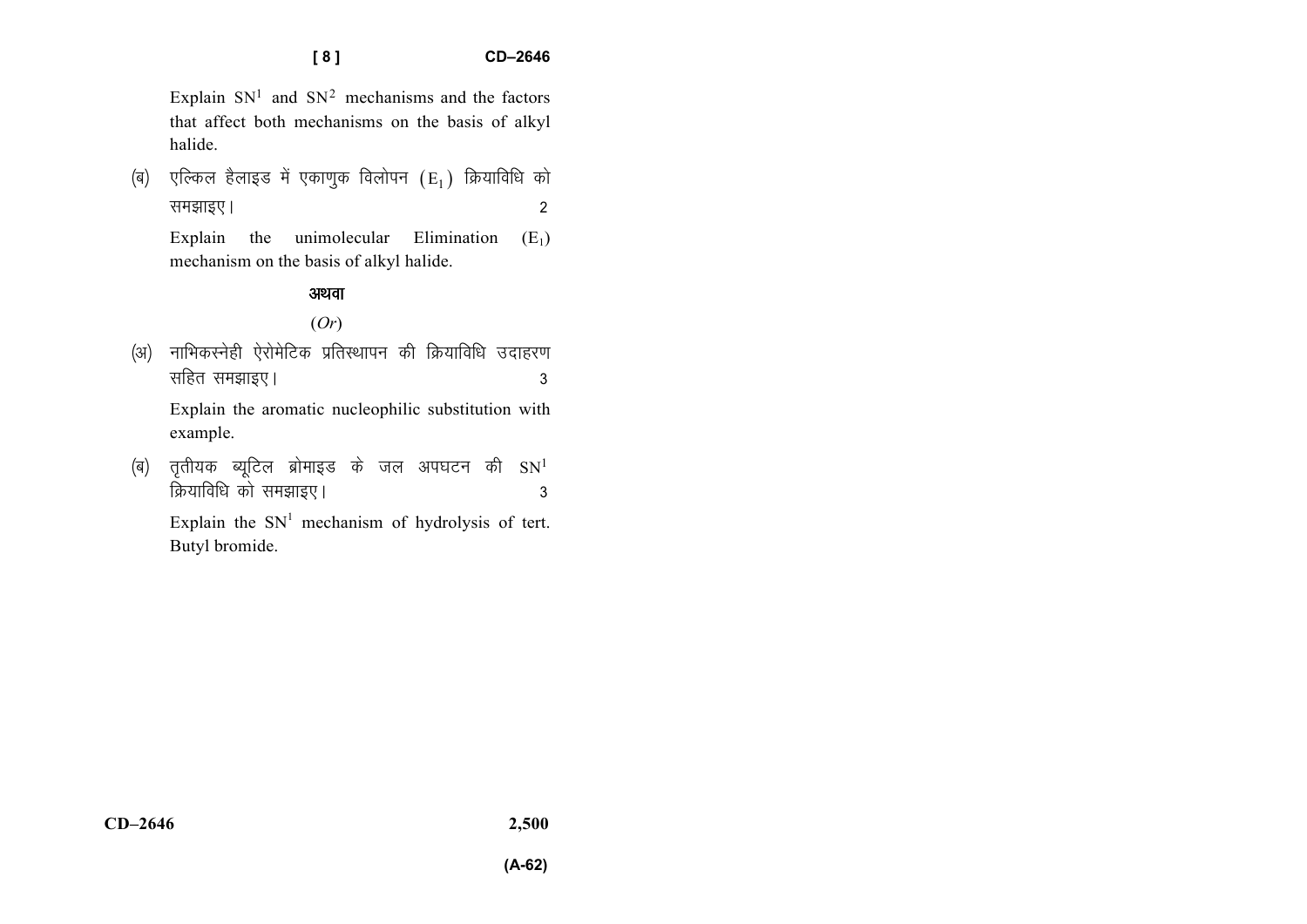Explain $SN^1$ and $SN^2$ mechanisms and the factors that affect both mechanisms on the basis of alkyl halide.

(ब) एल्किल हैलाइड में एकाणुक विलोपन $(E_1)$ क्रियाविधि को समझाइए। 2

Explain the unimolecular Elimination $(E_1)$ mechanism on the basis of alkyl halide.

**अथवा**

(*Or*)

(अ) नाभिकस्नेही ऐरोमेटिक प्रतिस्थापन की क्रियाविधि उदाहरण सहित समझाइए। 3

Explain the aromatic nucleophilic substitution with example.

(ब) तृतीयक ब्यूटिल ब्रोमाइड के जल अपघटन की $SN^1$ क्रियाविधि को समझाइए। 3

Explain the $SN^1$ mechanism of hydrolysis of tert. Butyl bromide.

CD–2646 2,500

(A-62)